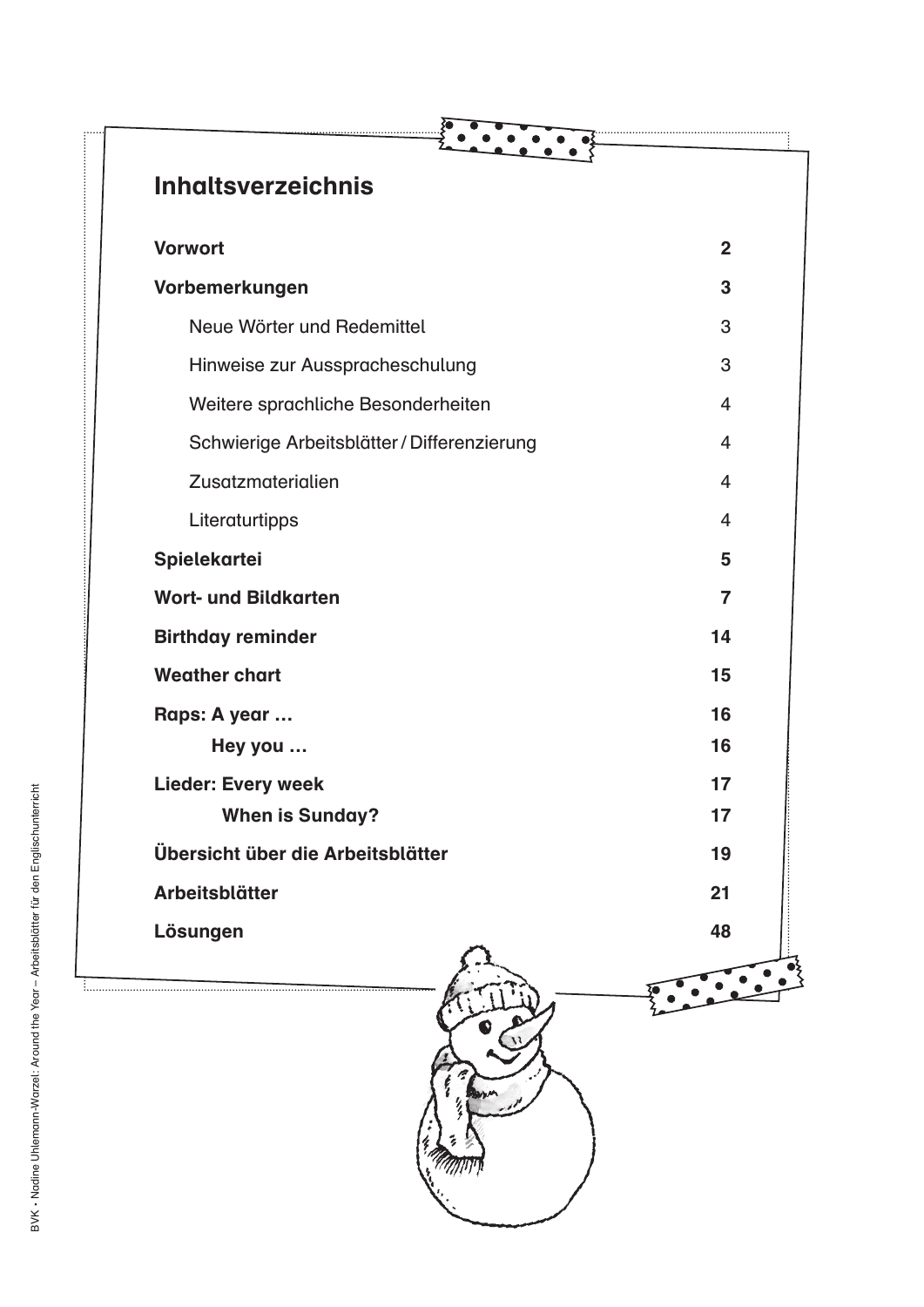# Inhaltsverzeichnis

| | |
|---|---|
| **Vorwort** | **2** |
| **Vorbemerkungen** | **3** |
| Neue Wörter und Redemittel | 3 |
| Hinweise zur Ausspracheschulung | 3 |
| Weitere sprachliche Besonderheiten | 4 |
| Schwierige Arbeitsblätter / Differenzierung | 4 |
| Zusatzmaterialien | 4 |
| Literaturtipps | 4 |
| **Spielekartei** | **5** |
| **Wort- und Bildkarten** | **7** |
| **Birthday reminder** | **14** |
| **Weather chart** | **15** |
| **Raps: A year …** | **16** |
| **Hey you …** | **16** |
| **Lieder: Every week** | **17** |
| **When is Sunday?** | **17** |
| **Übersicht über die Arbeitsblätter** | **19** |
| **Arbeitsblätter** | **21** |
| **Lösungen** | **48** |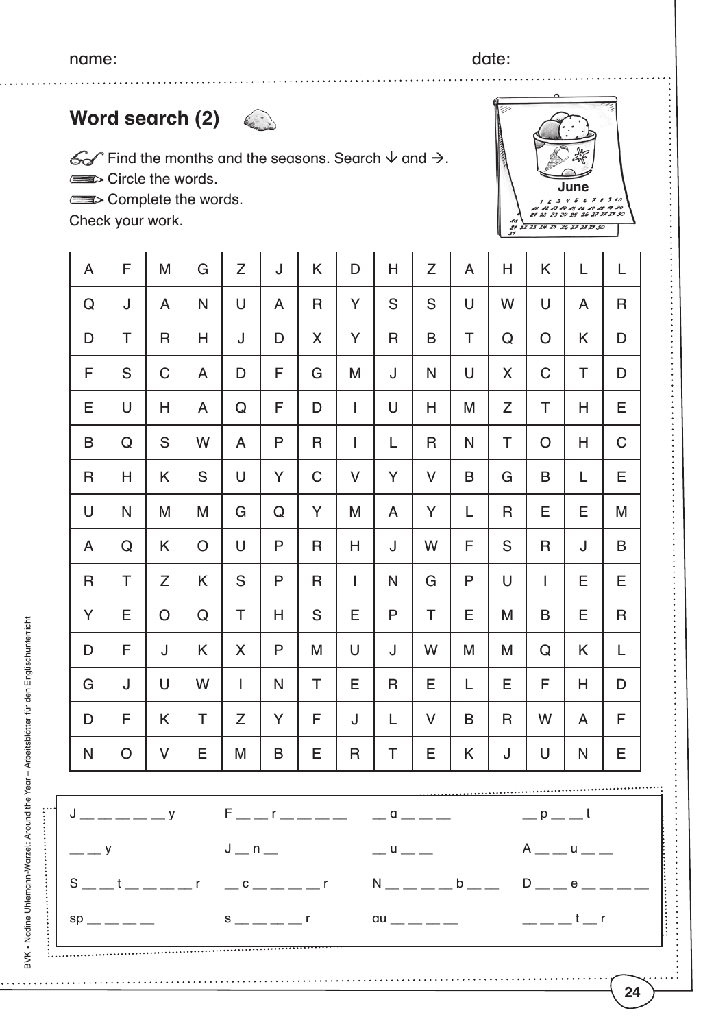name: ______________________ date: ____________

## Word search (2)

Find the months and the seasons. Search ↓ and →.

Circle the words.

Complete the words.

Check your work.

June

| A | F | M | G | Z | J | K | D | H | Z | A | H | K | L | L |
|---|---|---|---|---|---|---|---|---|---|---|---|---|---|---|
| Q | J | A | N | U | A | R | Y | S | S | U | W | U | A | R |
| D | T | R | H | J | D | X | Y | R | B | T | Q | O | K | D |
| F | S | C | A | D | F | G | M | J | N | U | X | C | T | D |
| E | U | H | A | Q | F | D | I | U | H | M | Z | T | H | E |
| B | Q | S | W | A | P | R | I | L | R | N | T | O | H | C |
| R | H | K | S | U | Y | C | V | Y | V | B | G | B | L | E |
| U | N | M | M | G | Q | Y | M | A | Y | L | R | E | E | M |
| A | Q | K | O | U | P | R | H | J | W | F | S | R | J | B |
| R | T | Z | K | S | P | R | I | N | G | P | U | I | E | E |
| Y | E | O | Q | T | H | S | E | P | T | E | M | B | E | R |
| D | F | J | K | X | P | M | U | J | W | M | M | Q | K | L |
| G | J | U | W | I | N | T | E | R | E | L | E | F | H | D |
| D | F | K | T | Z | Y | F | J | L | V | B | R | W | A | F |
| N | O | V | E | M | B | E | R | T | E | K | J | U | N | E |

| | | | |
|---|---|---|---|
| J __ __ __ __ __ y | F __ __ r __ __ __ __ | __ a __ __ __ | __ p __ __ l |
| __ __ y | J __ n __ | __ u __ __ | A __ __ u __ __ |
| S __ __ t __ __ __ __ r | __ c __ __ __ __ r | N __ __ __ __ b __ __ | D __ __ e __ __ __ __ |
| sp __ __ __ __ | s __ __ __ __ r | au __ __ __ __ | __ __ __ t __ r |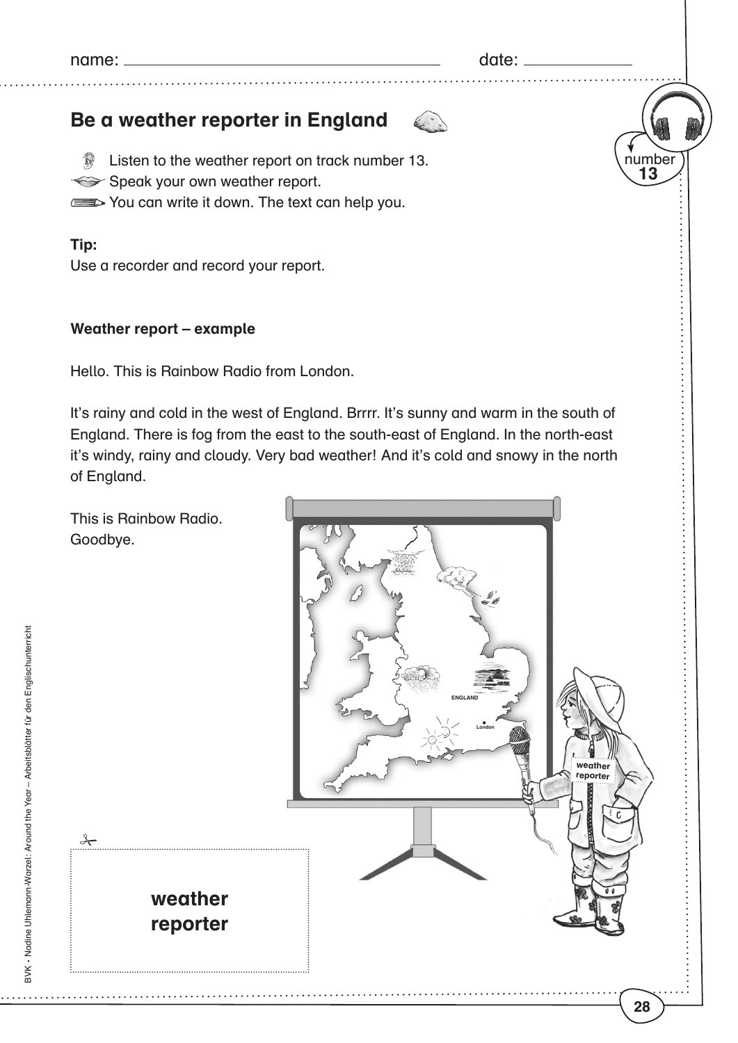name: ______________________ date: ____________

## Be a weather reporter in England

number **13**

Listen to the weather report on track number 13.
Speak your own weather report.
You can write it down. The text can help you.

**Tip:**
Use a recorder and record your report.

**Weather report – example**

Hello. This is Rainbow Radio from London.

It's rainy and cold in the west of England. Brrrr. It's sunny and warm in the south of England. There is fog from the east to the south-east of England. In the north-east it's windy, rainy and cloudy. Very bad weather! And it's cold and snowy in the north of England.

This is Rainbow Radio.
Goodbye.

ENGLAND

London

weather reporter

**weather reporter**

BVK • Nadine Uhlemann-Warzel: Around the Year – Arbeitsblätter für den Englischunterricht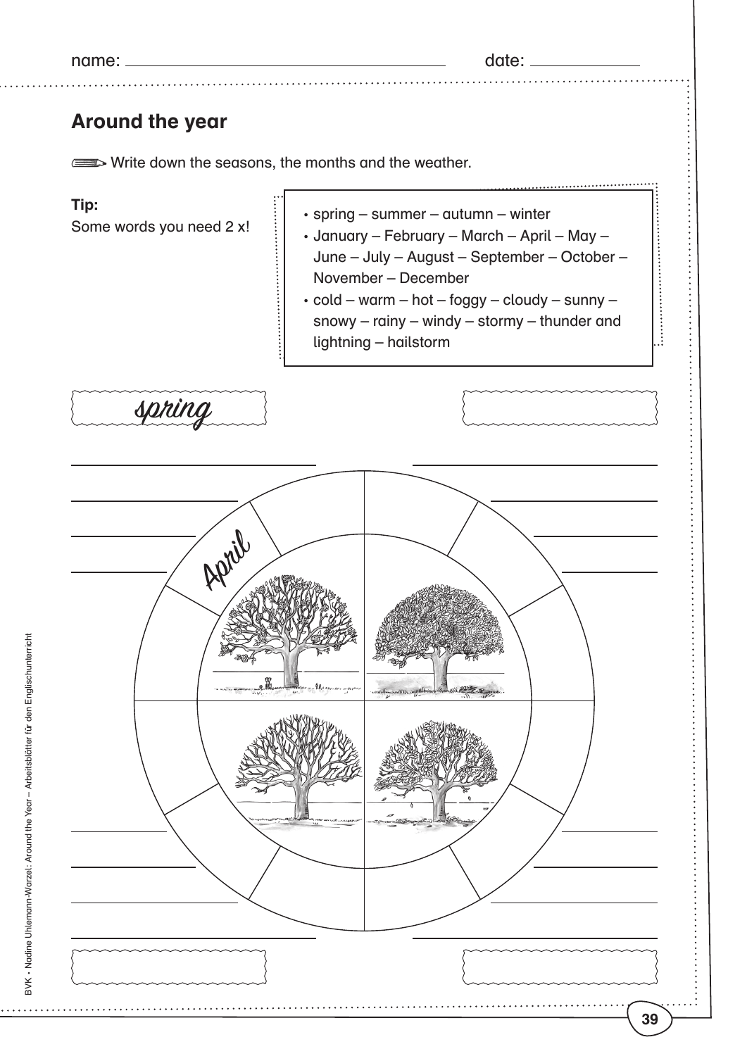name: ______________________ date: __________

## Around the year

Write down the seasons, the months and the weather.

**Tip:**
Some words you need 2 x!

- spring – summer – autumn – winter
- January – February – March – April – May – June – July – August – September – October – November – December
- cold – warm – hot – foggy – cloudy – sunny – snowy – rainy – windy – stormy – thunder and lightning – hailstorm

*spring*

*April*